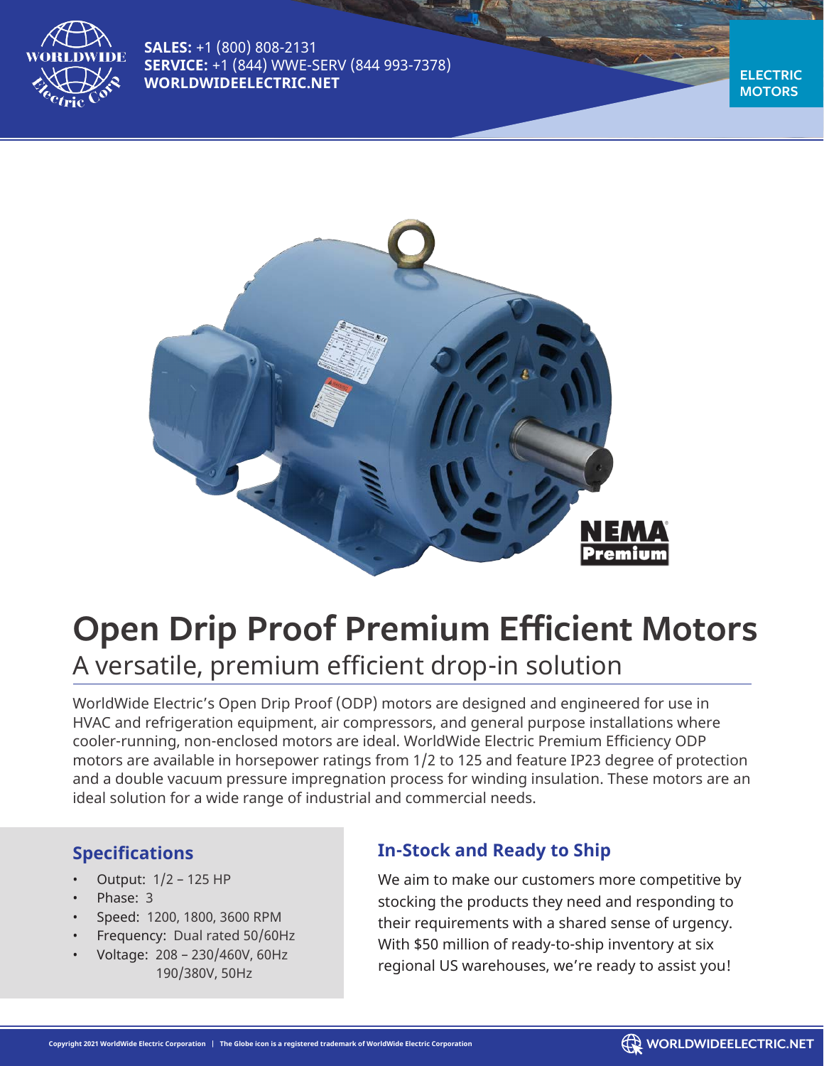**SALES:** +1 (800) 808-2131
**SERVICE:** +1 (844) WWE-SERV (844 993-7378)
**WORLDWIDEELECTRIC.NET**

**ELECTRIC MOTORS**

# Open Drip Proof Premium Efficient Motors

## A versatile, premium efficient drop-in solution

WorldWide Electric's Open Drip Proof (ODP) motors are designed and engineered for use in HVAC and refrigeration equipment, air compressors, and general purpose installations where cooler-running, non-enclosed motors are ideal. WorldWide Electric Premium Efficiency ODP motors are available in horsepower ratings from 1/2 to 125 and feature IP23 degree of protection and a double vacuum pressure impregnation process for winding insulation. These motors are an ideal solution for a wide range of industrial and commercial needs.

### Specifications

- Output: 1/2 – 125 HP
- Phase: 3
- Speed: 1200, 1800, 3600 RPM
- Frequency: Dual rated 50/60Hz
- Voltage: 208 – 230/460V, 60Hz
  190/380V, 50Hz

### In-Stock and Ready to Ship

We aim to make our customers more competitive by stocking the products they need and responding to their requirements with a shared sense of urgency. With $50 million of ready-to-ship inventory at six regional US warehouses, we're ready to assist you!

Copyright 2021 WorldWide Electric Corporation | The Globe icon is a registered trademark of WorldWide Electric Corporation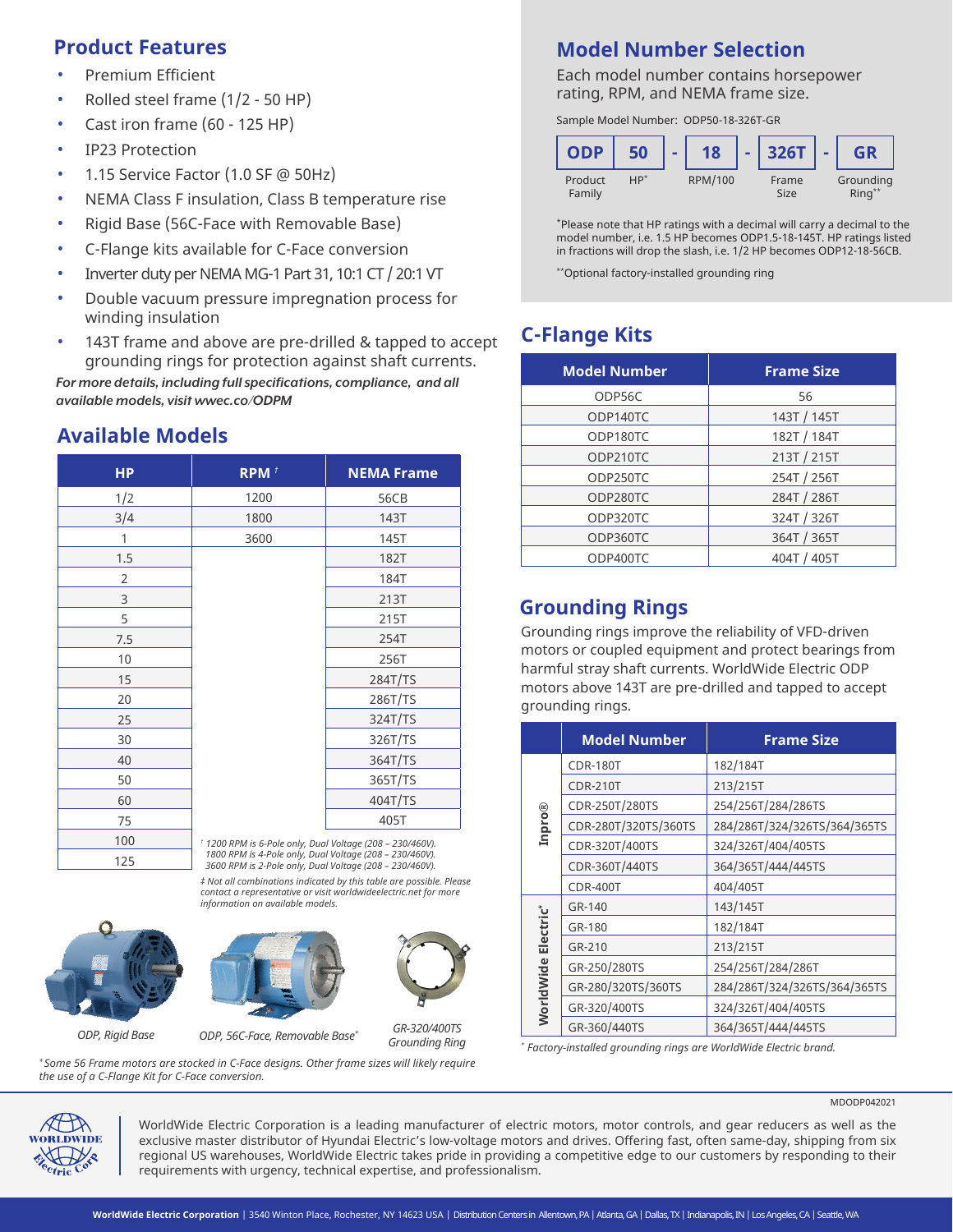## Product Features

- Premium Efficient
- Rolled steel frame (1/2 - 50 HP)
- Cast iron frame (60 - 125 HP)
- IP23 Protection
- 1.15 Service Factor (1.0 SF @ 50Hz)
- NEMA Class F insulation, Class B temperature rise
- Rigid Base (56C-Face with Removable Base)
- C-Flange kits available for C-Face conversion
- Inverter duty per NEMA MG-1 Part 31, 10:1 CT / 20:1 VT
- Double vacuum pressure impregnation process for winding insulation
- 143T frame and above are pre-drilled & tapped to accept grounding rings for protection against shaft currents.

*For more details, including full specifications, compliance, and all available models, visit wwec.co/ODPM*

## Available Models

| HP | RPM † | NEMA Frame |
|---|---|---|
| 1/2 | 1200 | 56CB |
| 3/4 | 1800 | 143T |
| 1 | 3600 | 145T |
| 1.5 | | 182T |
| 2 | | 184T |
| 3 | | 213T |
| 5 | | 215T |
| 7.5 | | 254T |
| 10 | | 256T |
| 15 | | 284T/TS |
| 20 | | 286T/TS |
| 25 | | 324T/TS |
| 30 | | 326T/TS |
| 40 | | 364T/TS |
| 50 | | 365T/TS |
| 60 | | 404T/TS |
| 75 | | 405T |
| 100 | | |
| 125 | | |

*† 1200 RPM is 6-Pole only, Dual Voltage (208 – 230/460V).*
*1800 RPM is 4-Pole only, Dual Voltage (208 – 230/460V).*
*3600 RPM is 2-Pole only, Dual Voltage (208 – 230/460V).*

*‡ Not all combinations indicated by this table are possible. Please contact a representative or visit worldwideelectric.net for more information on available models.*

ODP, Rigid Base

ODP, 56C-Face, Removable Base*

GR-320/400TS Grounding Ring

*Some 56 Frame motors are stocked in C-Face designs. Other frame sizes will likely require the use of a C-Flange Kit for C-Face conversion.*

## Model Number Selection

Each model number contains horsepower rating, RPM, and NEMA frame size.

Sample Model Number: ODP50-18-326T-GR

| ODP | 50 | - | 18 | - | 326T | - | GR |
|---|---|---|---|---|---|---|---|
| Product Family | HP* | | RPM/100 | | Frame Size | | Grounding Ring** |

*Please note that HP ratings with a decimal will carry a decimal to the model number, i.e. 1.5 HP becomes ODP1.5-18-145T. HP ratings listed in fractions will drop the slash, i.e. 1/2 HP becomes ODP12-18-56CB.

**Optional factory-installed grounding ring

## C-Flange Kits

| Model Number | Frame Size |
|---|---|
| ODP56C | 56 |
| ODP140TC | 143T / 145T |
| ODP180TC | 182T / 184T |
| ODP210TC | 213T / 215T |
| ODP250TC | 254T / 256T |
| ODP280TC | 284T / 286T |
| ODP320TC | 324T / 326T |
| ODP360TC | 364T / 365T |
| ODP400TC | 404T / 405T |

## Grounding Rings

Grounding rings improve the reliability of VFD-driven motors or coupled equipment and protect bearings from harmful stray shaft currents. WorldWide Electric ODP motors above 143T are pre-drilled and tapped to accept grounding rings.

| | Model Number | Frame Size |
|---|---|---|
| Inpro® | CDR-180T | 182/184T |
| Inpro® | CDR-210T | 213/215T |
| Inpro® | CDR-250T/280TS | 254/256T/284/286TS |
| Inpro® | CDR-280T/320TS/360TS | 284/286T/324/326TS/364/365TS |
| Inpro® | CDR-320T/400TS | 324/326T/404/405TS |
| Inpro® | CDR-360T/440TS | 364/365T/444/445TS |
| Inpro® | CDR-400T | 404/405T |
| WorldWide Electric* | GR-140 | 143/145T |
| WorldWide Electric* | GR-180 | 182/184T |
| WorldWide Electric* | GR-210 | 213/215T |
| WorldWide Electric* | GR-250/280TS | 254/256T/284/286T |
| WorldWide Electric* | GR-280/320TS/360TS | 284/286T/324/326TS/364/365TS |
| WorldWide Electric* | GR-320/400TS | 324/326T/404/405TS |
| WorldWide Electric* | GR-360/440TS | 364/365T/444/445TS |

*\* Factory-installed grounding rings are WorldWide Electric brand.*

MDODP042021

WorldWide Electric Corporation is a leading manufacturer of electric motors, motor controls, and gear reducers as well as the exclusive master distributor of Hyundai Electric's low-voltage motors and drives. Offering fast, often same-day, shipping from six regional US warehouses, WorldWide Electric takes pride in providing a competitive edge to our customers by responding to their requirements with urgency, technical expertise, and professionalism.

**WorldWide Electric Corporation** | 3540 Winton Place, Rochester, NY 14623 USA | Distribution Centers in Allentown, PA | Atlanta, GA | Dallas, TX | Indianapolis, IN | Los Angeles, CA | Seattle, WA